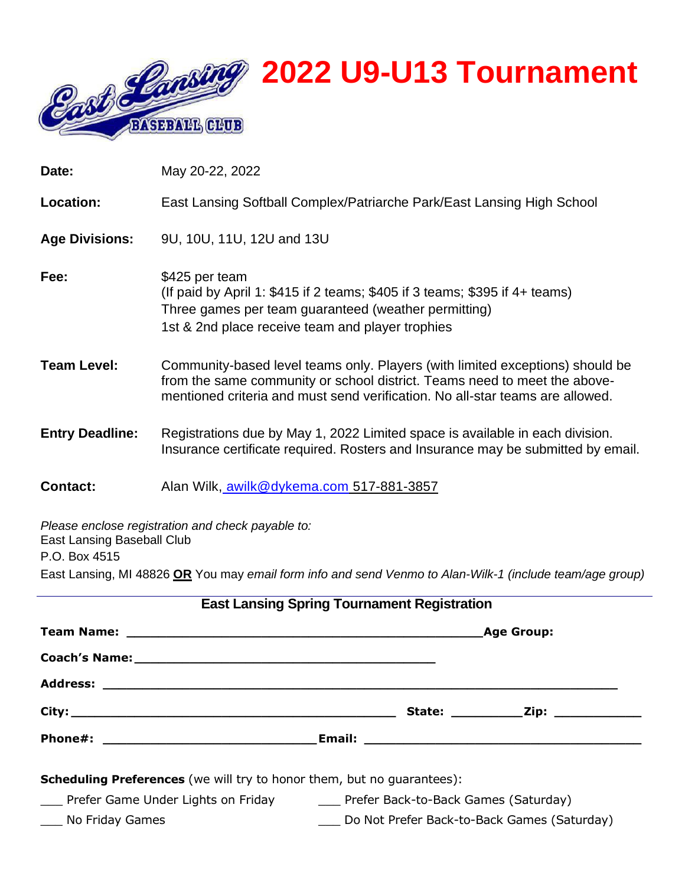# 2022 U9-U13 Tournament

East Lansing Baseball Club

| | |
|---|---|
| **Date:** | May 20-22, 2022 |
| **Location:** | East Lansing Softball Complex/Patriarche Park/East Lansing High School |
| **Age Divisions:** | 9U, 10U, 11U, 12U and 13U |
| **Fee:** | $425 per team<br>(If paid by April 1: $415 if 2 teams; $405 if 3 teams; $395 if 4+ teams)<br>Three games per team guaranteed (weather permitting)<br>1st & 2nd place receive team and player trophies |
| **Team Level:** | Community-based level teams only. Players (with limited exceptions) should be from the same community or school district. Teams need to meet the above-mentioned criteria and must send verification. No all-star teams are allowed. |
| **Entry Deadline:** | Registrations due by May 1, 2022 Limited space is available in each division. Insurance certificate required. Rosters and Insurance may be submitted by email. |
| **Contact:** | Alan Wilk, awilk@dykema.com 517-881-3857 |

*Please enclose registration and check payable to:*
East Lansing Baseball Club
P.O. Box 4515
East Lansing, MI 48826 **OR** You may *email form info and send Venmo to Alan-Wilk-1 (include team/age group)*

---

## East Lansing Spring Tournament Registration

**Team Name:** ______________________________________________ **Age Group:**

**Coach's Name:** ____________________________________

**Address:** ____________________________________________________________

**City:** __________________________________________ **State:** _________ **Zip:** __________

**Phone#:** ___________________________ **Email:** ___________________________________

**Scheduling Preferences** (we will try to honor them, but no guarantees):

___ Prefer Game Under Lights on Friday
___ No Friday Games
___ Prefer Back-to-Back Games (Saturday)
___ Do Not Prefer Back-to-Back Games (Saturday)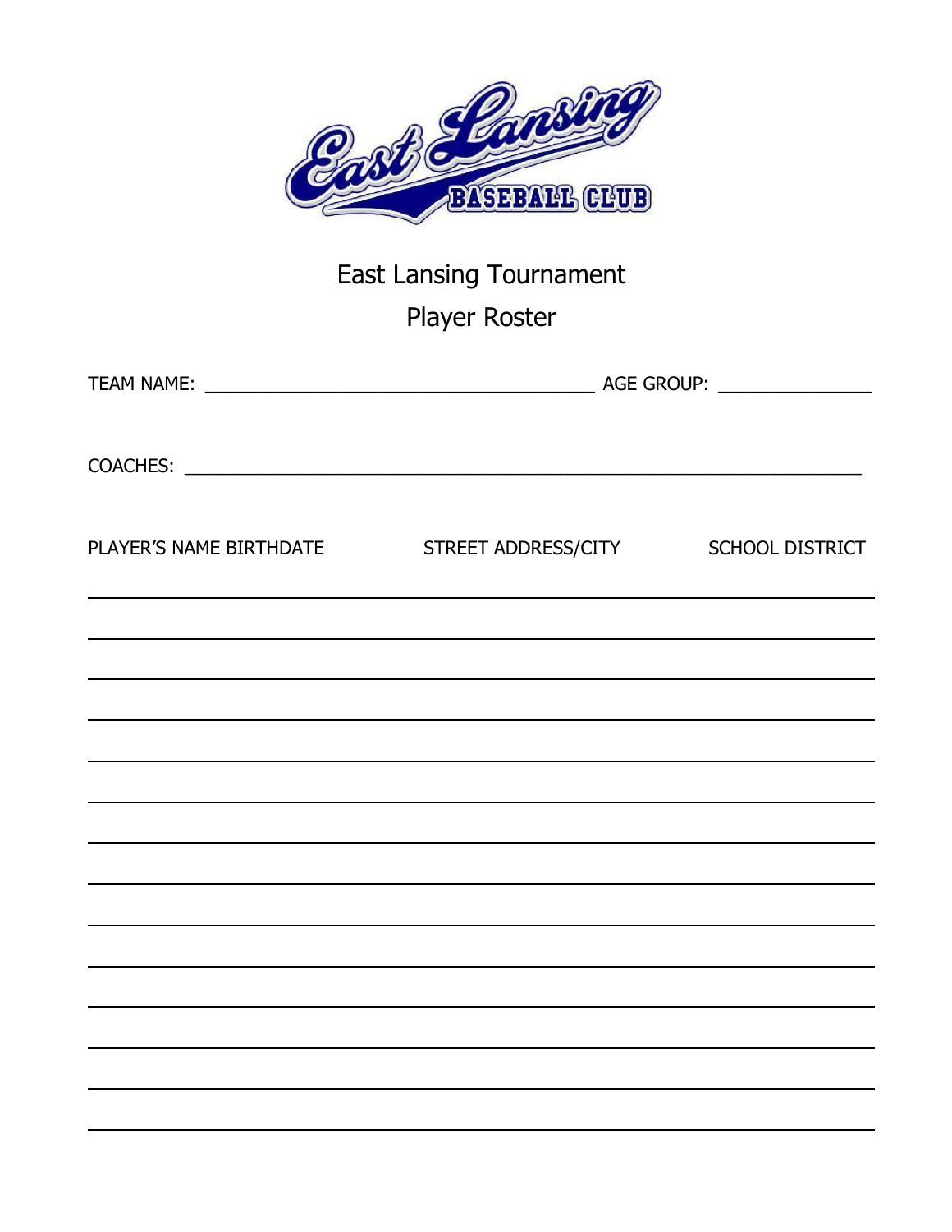East Lansing Baseball Club

# East Lansing Tournament

## Player Roster

TEAM NAME: ______________________________________ AGE GROUP: _______________

COACHES: ____________________________________________________________________

| PLAYER'S NAME BIRTHDATE | STREET ADDRESS/CITY | SCHOOL DISTRICT |
|---|---|---|
| | | |
| | | |
| | | |
| | | |
| | | |
| | | |
| | | |
| | | |
| | | |
| | | |
| | | |
| | | |
| | | |
| | | |